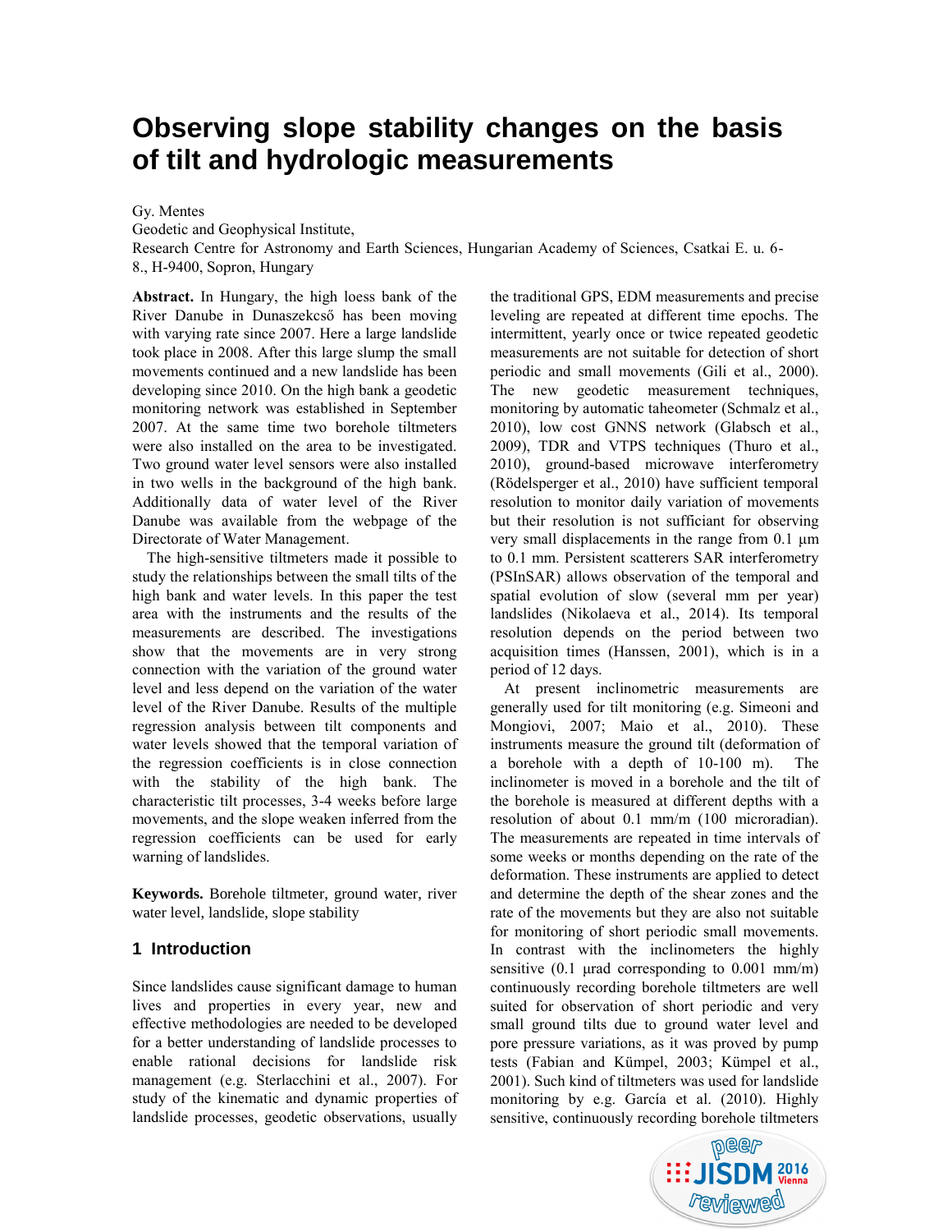# Observing slope stability changes on the basis of tilt and hydrologic measurements

Gy. Mentes

Geodetic and Geophysical Institute,

Research Centre for Astronomy and Earth Sciences, Hungarian Academy of Sciences, Csatkai E. u. 6-8., H-9400, Sopron, Hungary

**Abstract.** In Hungary, the high loess bank of the River Danube in Dunaszekcső has been moving with varying rate since 2007. Here a large landslide took place in 2008. After this large slump the small movements continued and a new landslide has been developing since 2010. On the high bank a geodetic monitoring network was established in September 2007. At the same time two borehole tiltmeters were also installed on the area to be investigated. Two ground water level sensors were also installed in two wells in the background of the high bank. Additionally data of water level of the River Danube was available from the webpage of the Directorate of Water Management.

The high-sensitive tiltmeters made it possible to study the relationships between the small tilts of the high bank and water levels. In this paper the test area with the instruments and the results of the measurements are described. The investigations show that the movements are in very strong connection with the variation of the ground water level and less depend on the variation of the water level of the River Danube. Results of the multiple regression analysis between tilt components and water levels showed that the temporal variation of the regression coefficients is in close connection with the stability of the high bank. The characteristic tilt processes, 3-4 weeks before large movements, and the slope weaken inferred from the regression coefficients can be used for early warning of landslides.

**Keywords.** Borehole tiltmeter, ground water, river water level, landslide, slope stability

## 1 Introduction

Since landslides cause significant damage to human lives and properties in every year, new and effective methodologies are needed to be developed for a better understanding of landslide processes to enable rational decisions for landslide risk management (e.g. Sterlacchini et al., 2007). For study of the kinematic and dynamic properties of landslide processes, geodetic observations, usually the traditional GPS, EDM measurements and precise leveling are repeated at different time epochs. The intermittent, yearly once or twice repeated geodetic measurements are not suitable for detection of short periodic and small movements (Gili et al., 2000). The new geodetic measurement techniques, monitoring by automatic taheometer (Schmalz et al., 2010), low cost GNNS network (Glabsch et al., 2009), TDR and VTPS techniques (Thuro et al., 2010), ground-based microwave interferometry (Rödelsperger et al., 2010) have sufficient temporal resolution to monitor daily variation of movements but their resolution is not sufficiant for observing very small displacements in the range from 0.1 µm to 0.1 mm. Persistent scatterers SAR interferometry (PSInSAR) allows observation of the temporal and spatial evolution of slow (several mm per year) landslides (Nikolaeva et al., 2014). Its temporal resolution depends on the period between two acquisition times (Hanssen, 2001), which is in a period of 12 days.

At present inclinometric measurements are generally used for tilt monitoring (e.g. Simeoni and Mongiovi, 2007; Maio et al., 2010). These instruments measure the ground tilt (deformation of a borehole with a depth of 10-100 m). The inclinometer is moved in a borehole and the tilt of the borehole is measured at different depths with a resolution of about 0.1 mm/m (100 microradian). The measurements are repeated in time intervals of some weeks or months depending on the rate of the deformation. These instruments are applied to detect and determine the depth of the shear zones and the rate of the movements but they are also not suitable for monitoring of short periodic small movements. In contrast with the inclinometers the highly sensitive (0.1 µrad corresponding to 0.001 mm/m) continuously recording borehole tiltmeters are well suited for observation of short periodic and very small ground tilts due to ground water level and pore pressure variations, as it was proved by pump tests (Fabian and Kümpel, 2003; Kümpel et al., 2001). Such kind of tiltmeters was used for landslide monitoring by e.g. García et al. (2010). Highly sensitive, continuously recording borehole tiltmeters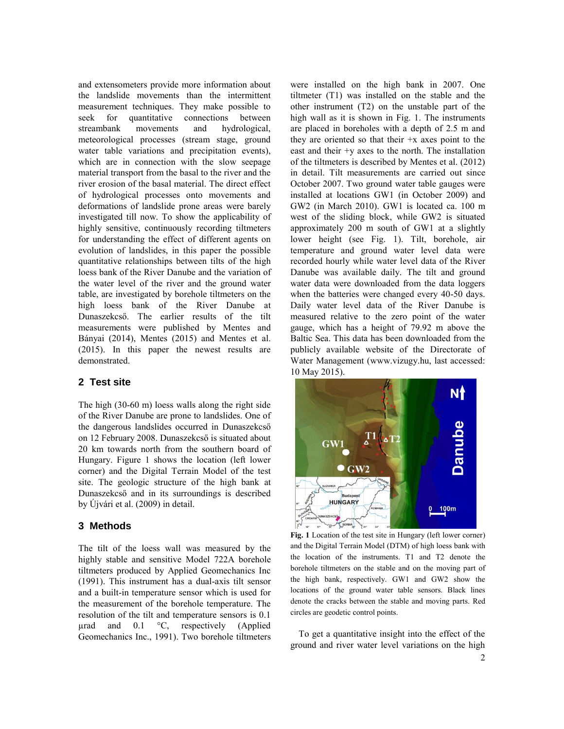and extensometers provide more information about the landslide movements than the intermittent measurement techniques. They make possible to seek for quantitative connections between streambank movements and hydrological, meteorological processes (stream stage, ground water table variations and precipitation events), which are in connection with the slow seepage material transport from the basal to the river and the river erosion of the basal material. The direct effect of hydrological processes onto movements and deformations of landslide prone areas were barely investigated till now. To show the applicability of highly sensitive, continuously recording tiltmeters for understanding the effect of different agents on evolution of landslides, in this paper the possible quantitative relationships between tilts of the high loess bank of the River Danube and the variation of the water level of the river and the ground water table, are investigated by borehole tiltmeters on the high loess bank of the River Danube at Dunaszekcső. The earlier results of the tilt measurements were published by Mentes and Bányai (2014), Mentes (2015) and Mentes et al. (2015). In this paper the newest results are demonstrated.

## 2 Test site

The high (30-60 m) loess walls along the right side of the River Danube are prone to landslides. One of the dangerous landslides occurred in Dunaszekcső on 12 February 2008. Dunaszekcső is situated about 20 km towards north from the southern board of Hungary. Figure 1 shows the location (left lower corner) and the Digital Terrain Model of the test site. The geologic structure of the high bank at Dunaszekcső and in its surroundings is described by Újvári et al. (2009) in detail.

## 3 Methods

The tilt of the loess wall was measured by the highly stable and sensitive Model 722A borehole tiltmeters produced by Applied Geomechanics Inc (1991). This instrument has a dual-axis tilt sensor and a built-in temperature sensor which is used for the measurement of the borehole temperature. The resolution of the tilt and temperature sensors is 0.1 µrad and 0.1 °C, respectively (Applied Geomechanics Inc., 1991). Two borehole tiltmeters were installed on the high bank in 2007. One tiltmeter (T1) was installed on the stable and the other instrument (T2) on the unstable part of the high wall as it is shown in Fig. 1. The instruments are placed in boreholes with a depth of 2.5 m and they are oriented so that their +x axes point to the east and their +y axes to the north. The installation of the tiltmeters is described by Mentes et al. (2012) in detail. Tilt measurements are carried out since October 2007. Two ground water table gauges were installed at locations GW1 (in October 2009) and GW2 (in March 2010). GW1 is located ca. 100 m west of the sliding block, while GW2 is situated approximately 200 m south of GW1 at a slightly lower height (see Fig. 1). Tilt, borehole, air temperature and ground water level data were recorded hourly while water level data of the River Danube was available daily. The tilt and ground water data were downloaded from the data loggers when the batteries were changed every 40-50 days. Daily water level data of the River Danube is measured relative to the zero point of the water gauge, which has a height of 79.92 m above the Baltic Sea. This data has been downloaded from the publicly available website of the Directorate of Water Management (www.vizugy.hu, last accessed: 10 May 2015).

**Fig. 1** Location of the test site in Hungary (left lower corner) and the Digital Terrain Model (DTM) of high loess bank with the location of the instruments. T1 and T2 denote the borehole tiltmeters on the stable and on the moving part of the high bank, respectively. GW1 and GW2 show the locations of the ground water table sensors. Black lines denote the cracks between the stable and moving parts. Red circles are geodetic control points.

To get a quantitative insight into the effect of the ground and river water level variations on the high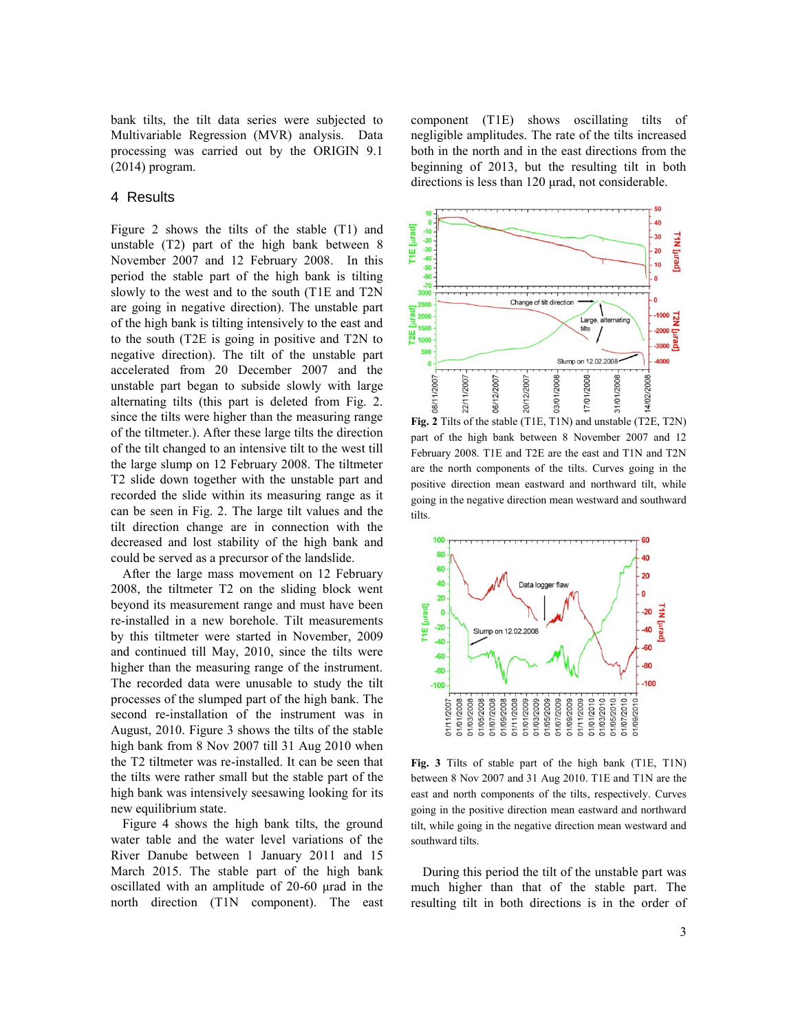bank tilts, the tilt data series were subjected to Multivariable Regression (MVR) analysis. Data processing was carried out by the ORIGIN 9.1 (2014) program.

## 4 Results

Figure 2 shows the tilts of the stable (T1) and unstable (T2) part of the high bank between 8 November 2007 and 12 February 2008. In this period the stable part of the high bank is tilting slowly to the west and to the south (T1E and T2N are going in negative direction). The unstable part of the high bank is tilting intensively to the east and to the south (T2E is going in positive and T2N to negative direction). The tilt of the unstable part accelerated from 20 December 2007 and the unstable part began to subside slowly with large alternating tilts (this part is deleted from Fig. 2. since the tilts were higher than the measuring range of the tiltmeter.). After these large tilts the direction of the tilt changed to an intensive tilt to the west till the large slump on 12 February 2008. The tiltmeter T2 slide down together with the unstable part and recorded the slide within its measuring range as it can be seen in Fig. 2. The large tilt values and the tilt direction change are in connection with the decreased and lost stability of the high bank and could be served as a precursor of the landslide.

After the large mass movement on 12 February 2008, the tiltmeter T2 on the sliding block went beyond its measurement range and must have been re-installed in a new borehole. Tilt measurements by this tiltmeter were started in November, 2009 and continued till May, 2010, since the tilts were higher than the measuring range of the instrument. The recorded data were unusable to study the tilt processes of the slumped part of the high bank. The second re-installation of the instrument was in August, 2010. Figure 3 shows the tilts of the stable high bank from 8 Nov 2007 till 31 Aug 2010 when the T2 tiltmeter was re-installed. It can be seen that the tilts were rather small but the stable part of the high bank was intensively seesawing looking for its new equilibrium state.

Figure 4 shows the high bank tilts, the ground water table and the water level variations of the River Danube between 1 January 2011 and 15 March 2015. The stable part of the high bank oscillated with an amplitude of 20-60 μrad in the north direction (T1N component). The east component (T1E) shows oscillating tilts of negligible amplitudes. The rate of the tilts increased both in the north and in the east directions from the beginning of 2013, but the resulting tilt in both directions is less than 120 μrad, not considerable.

**Fig. 2** Tilts of the stable (T1E, T1N) and unstable (T2E, T2N) part of the high bank between 8 November 2007 and 12 February 2008. T1E and T2E are the east and T1N and T2N are the north components of the tilts. Curves going in the positive direction mean eastward and northward tilt, while going in the negative direction mean westward and southward tilts.

**Fig. 3** Tilts of stable part of the high bank (T1E, T1N) between 8 Nov 2007 and 31 Aug 2010. T1E and T1N are the east and north components of the tilts, respectively. Curves going in the positive direction mean eastward and northward tilt, while going in the negative direction mean westward and southward tilts.

During this period the tilt of the unstable part was much higher than that of the stable part. The resulting tilt in both directions is in the order of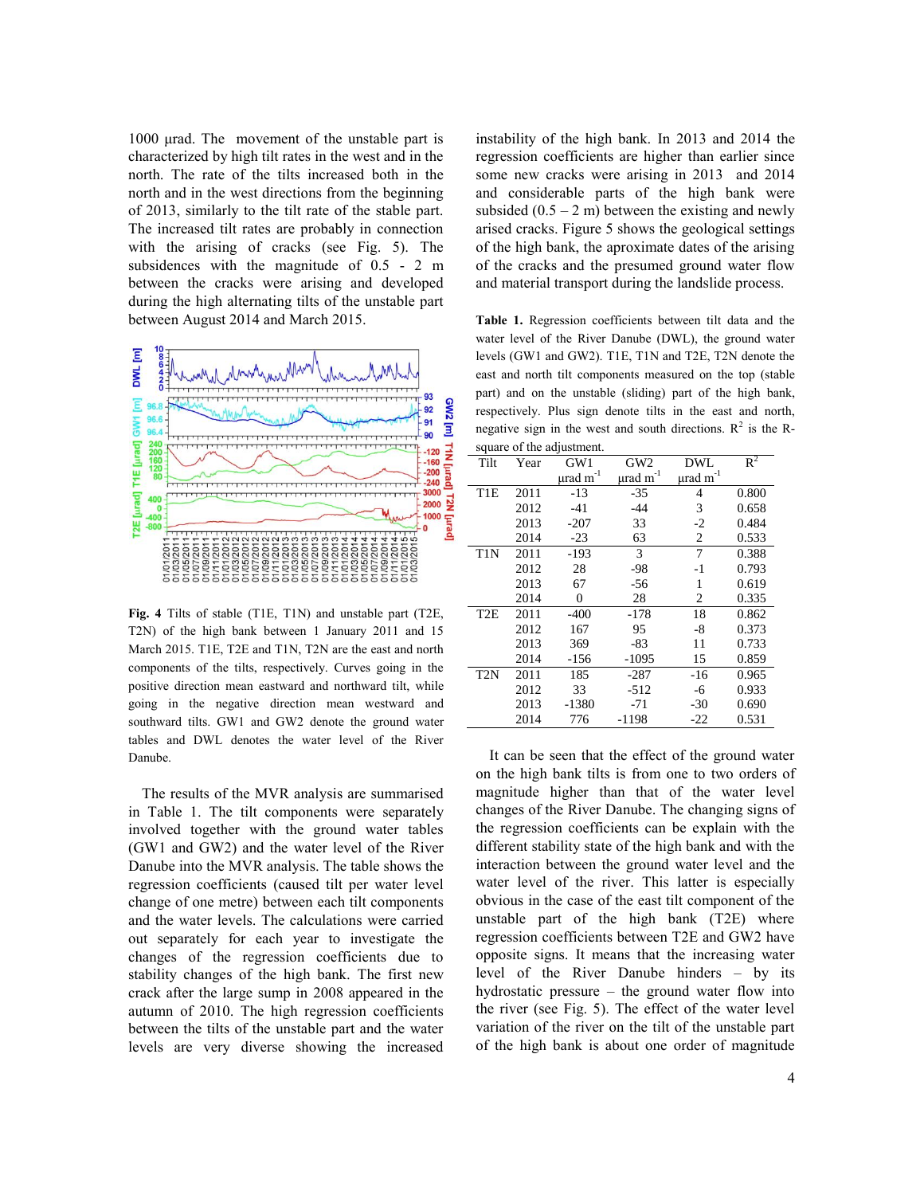1000 μrad. The movement of the unstable part is characterized by high tilt rates in the west and in the north. The rate of the tilts increased both in the north and in the west directions from the beginning of 2013, similarly to the tilt rate of the stable part. The increased tilt rates are probably in connection with the arising of cracks (see Fig. 5). The subsidences with the magnitude of 0.5 - 2 m between the cracks were arising and developed during the high alternating tilts of the unstable part between August 2014 and March 2015.

**Fig. 4** Tilts of stable (T1E, T1N) and unstable part (T2E, T2N) of the high bank between 1 January 2011 and 15 March 2015. T1E, T2E and T1N, T2N are the east and north components of the tilts, respectively. Curves going in the positive direction mean eastward and northward tilt, while going in the negative direction mean westward and southward tilts. GW1 and GW2 denote the ground water tables and DWL denotes the water level of the River Danube.

The results of the MVR analysis are summarised in Table 1. The tilt components were separately involved together with the ground water tables (GW1 and GW2) and the water level of the River Danube into the MVR analysis. The table shows the regression coefficients (caused tilt per water level change of one metre) between each tilt components and the water levels. The calculations were carried out separately for each year to investigate the changes of the regression coefficients due to stability changes of the high bank. The first new crack after the large sump in 2008 appeared in the autumn of 2010. The high regression coefficients between the tilts of the unstable part and the water levels are very diverse showing the increased instability of the high bank. In 2013 and 2014 the regression coefficients are higher than earlier since some new cracks were arising in 2013 and 2014 and considerable parts of the high bank were subsided (0.5 – 2 m) between the existing and newly arised cracks. Figure 5 shows the geological settings of the high bank, the aproximate dates of the arising of the cracks and the presumed ground water flow and material transport during the landslide process.

**Table 1.** Regression coefficients between tilt data and the water level of the River Danube (DWL), the ground water levels (GW1 and GW2). T1E, T1N and T2E, T2N denote the east and north tilt components measured on the top (stable part) and on the unstable (sliding) part of the high bank, respectively. Plus sign denote tilts in the east and north, negative sign in the west and south directions. $R^2$ is the R-square of the adjustment.

| Tilt | Year | GW1 μrad $m^{-1}$ | GW2 μrad $m^{-1}$ | DWL μrad $m^{-1}$ | $R^2$ |
|---|---|---|---|---|---|
| T1E | 2011 | -13 | -35 | 4 | 0.800 |
| | 2012 | -41 | -44 | 3 | 0.658 |
| | 2013 | -207 | 33 | -2 | 0.484 |
| | 2014 | -23 | 63 | 2 | 0.533 |
| T1N | 2011 | -193 | 3 | 7 | 0.388 |
| | 2012 | 28 | -98 | -1 | 0.793 |
| | 2013 | 67 | -56 | 1 | 0.619 |
| | 2014 | 0 | 28 | 2 | 0.335 |
| T2E | 2011 | -400 | -178 | 18 | 0.862 |
| | 2012 | 167 | 95 | -8 | 0.373 |
| | 2013 | 369 | -83 | 11 | 0.733 |
| | 2014 | -156 | -1095 | 15 | 0.859 |
| T2N | 2011 | 185 | -287 | -16 | 0.965 |
| | 2012 | 33 | -512 | -6 | 0.933 |
| | 2013 | -1380 | -71 | -30 | 0.690 |
| | 2014 | 776 | -1198 | -22 | 0.531 |

It can be seen that the effect of the ground water on the high bank tilts is from one to two orders of magnitude higher than that of the water level changes of the River Danube. The changing signs of the regression coefficients can be explain with the different stability state of the high bank and with the interaction between the ground water level and the water level of the river. This latter is especially obvious in the case of the east tilt component of the unstable part of the high bank (T2E) where regression coefficients between T2E and GW2 have opposite signs. It means that the increasing water level of the River Danube hinders – by its hydrostatic pressure – the ground water flow into the river (see Fig. 5). The effect of the water level variation of the river on the tilt of the unstable part of the high bank is about one order of magnitude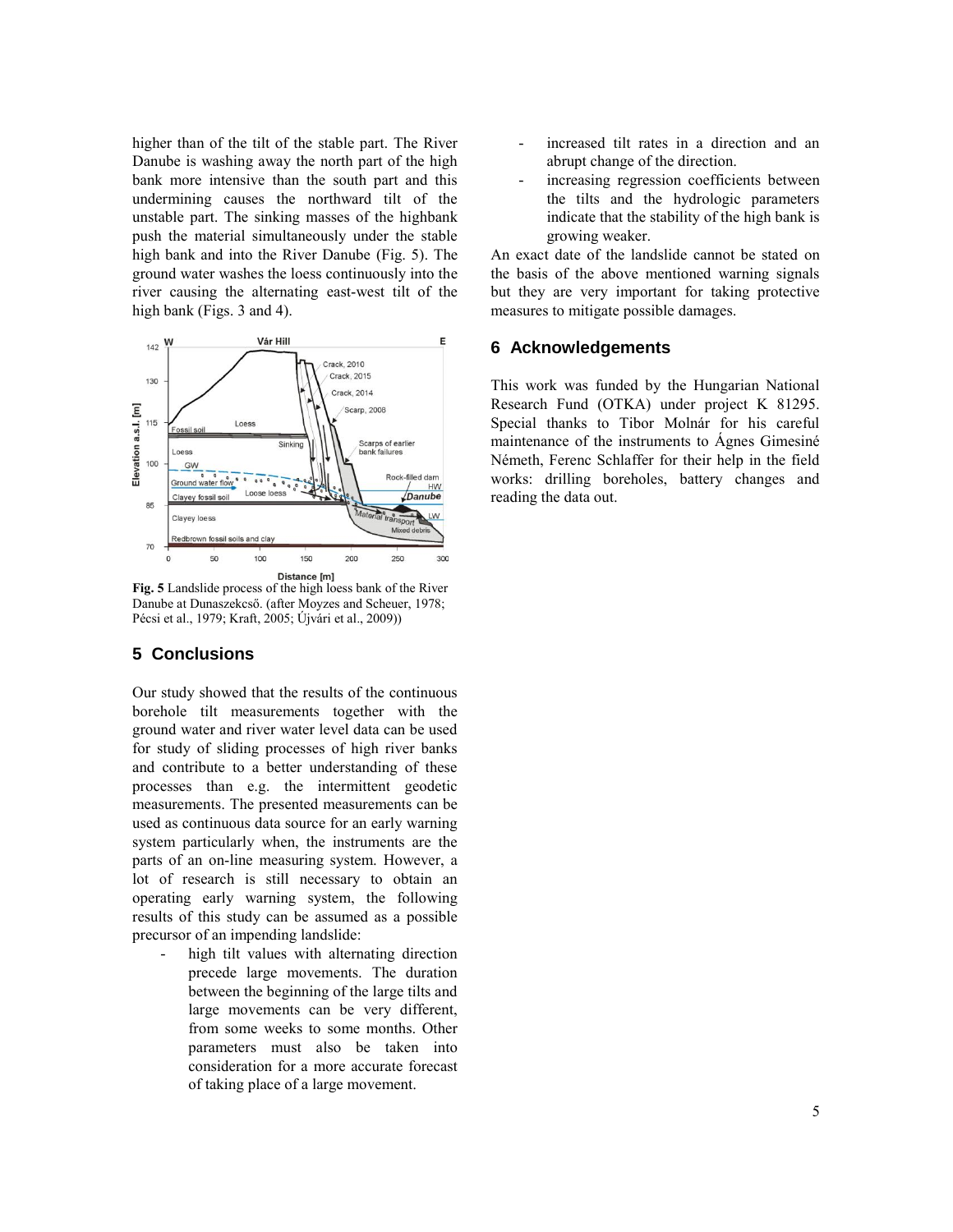higher than of the tilt of the stable part. The River Danube is washing away the north part of the high bank more intensive than the south part and this undermining causes the northward tilt of the unstable part. The sinking masses of the highbank push the material simultaneously under the stable high bank and into the River Danube (Fig. 5). The ground water washes the loess continuously into the river causing the alternating east-west tilt of the high bank (Figs. 3 and 4).

**Fig. 5** Landslide process of the high loess bank of the River Danube at Dunaszekcső. (after Moyzes and Scheuer, 1978; Pécsi et al., 1979; Kraft, 2005; Újvári et al., 2009))

## 5 Conclusions

Our study showed that the results of the continuous borehole tilt measurements together with the ground water and river water level data can be used for study of sliding processes of high river banks and contribute to a better understanding of these processes than e.g. the intermittent geodetic measurements. The presented measurements can be used as continuous data source for an early warning system particularly when, the instruments are the parts of an on-line measuring system. However, a lot of research is still necessary to obtain an operating early warning system, the following results of this study can be assumed as a possible precursor of an impending landslide:

- high tilt values with alternating direction precede large movements. The duration between the beginning of the large tilts and large movements can be very different, from some weeks to some months. Other parameters must also be taken into consideration for a more accurate forecast of taking place of a large movement.
- increased tilt rates in a direction and an abrupt change of the direction.
- increasing regression coefficients between the tilts and the hydrologic parameters indicate that the stability of the high bank is growing weaker.

An exact date of the landslide cannot be stated on the basis of the above mentioned warning signals but they are very important for taking protective measures to mitigate possible damages.

## 6 Acknowledgements

This work was funded by the Hungarian National Research Fund (OTKA) under project K 81295. Special thanks to Tibor Molnár for his careful maintenance of the instruments to Ágnes Gimesiné Németh, Ferenc Schlaffer for their help in the field works: drilling boreholes, battery changes and reading the data out.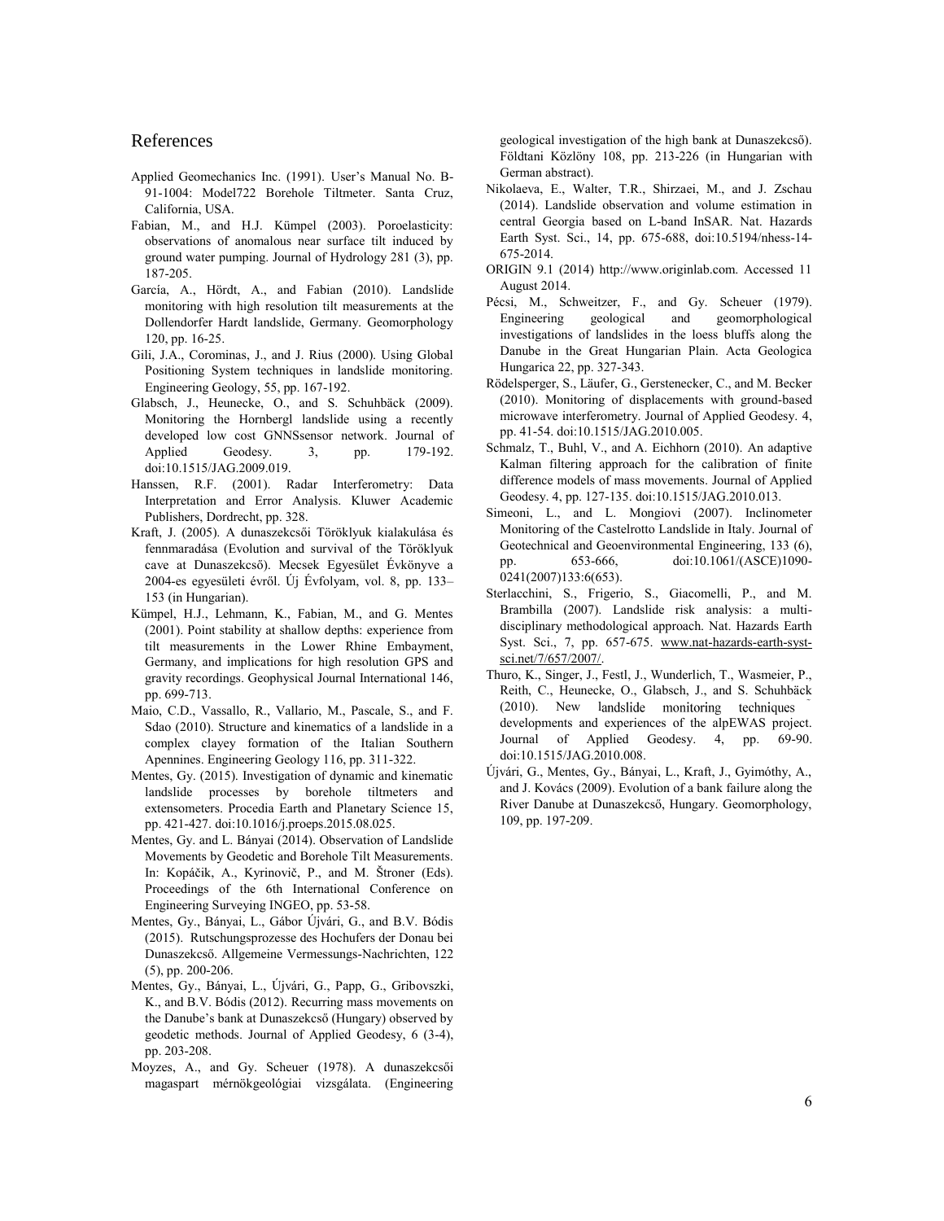# References

Applied Geomechanics Inc. (1991). User's Manual No. B-91-1004: Model722 Borehole Tiltmeter. Santa Cruz, California, USA.

Fabian, M., and H.J. Kümpel (2003). Poroelasticity: observations of anomalous near surface tilt induced by ground water pumping. Journal of Hydrology 281 (3), pp. 187-205.

García, A., Hördt, A., and Fabian (2010). Landslide monitoring with high resolution tilt measurements at the Dollendorfer Hardt landslide, Germany. Geomorphology 120, pp. 16-25.

Gili, J.A., Corominas, J., and J. Rius (2000). Using Global Positioning System techniques in landslide monitoring. Engineering Geology, 55, pp. 167-192.

Glabsch, J., Heunecke, O., and S. Schuhbäck (2009). Monitoring the Hornbergl landslide using a recently developed low cost GNNSsensor network. Journal of Applied Geodesy. 3, pp. 179-192. doi:10.1515/JAG.2009.019.

Hanssen, R.F. (2001). Radar Interferometry: Data Interpretation and Error Analysis. Kluwer Academic Publishers, Dordrecht, pp. 328.

Kraft, J. (2005). A dunaszekcsői Töröklyuk kialakulása és fennmaradása (Evolution and survival of the Töröklyuk cave at Dunaszekcső). Mecsek Egyesület Évkönyve a 2004-es egyesületi évről. Új Évfolyam, vol. 8, pp. 133–153 (in Hungarian).

Kümpel, H.J., Lehmann, K., Fabian, M., and G. Mentes (2001). Point stability at shallow depths: experience from tilt measurements in the Lower Rhine Embayment, Germany, and implications for high resolution GPS and gravity recordings. Geophysical Journal International 146, pp. 699-713.

Maio, C.D., Vassallo, R., Vallario, M., Pascale, S., and F. Sdao (2010). Structure and kinematics of a landslide in a complex clayey formation of the Italian Southern Apennines. Engineering Geology 116, pp. 311-322.

Mentes, Gy. (2015). Investigation of dynamic and kinematic landslide processes by borehole tiltmeters and extensometers. Procedia Earth and Planetary Science 15, pp. 421-427. doi:10.1016/j.proeps.2015.08.025.

Mentes, Gy. and L. Bányai (2014). Observation of Landslide Movements by Geodetic and Borehole Tilt Measurements. In: Kopáčik, A., Kyrinovič, P., and M. Štroner (Eds). Proceedings of the 6th International Conference on Engineering Surveying INGEO, pp. 53-58.

Mentes, Gy., Bányai, L., Gábor Újvári, G., and B.V. Bódis (2015). Rutschungsprozesse des Hochufers der Donau bei Dunaszekcső. Allgemeine Vermessungs-Nachrichten, 122 (5), pp. 200-206.

Mentes, Gy., Bányai, L., Újvári, G., Papp, G., Gribovszki, K., and B.V. Bódis (2012). Recurring mass movements on the Danube's bank at Dunaszekcső (Hungary) observed by geodetic methods. Journal of Applied Geodesy, 6 (3-4), pp. 203-208.

Moyzes, A., and Gy. Scheuer (1978). A dunaszekcsői magaspart mérnökgeológiai vizsgálata. (Engineering geological investigation of the high bank at Dunaszekcső). Földtani Közlöny 108, pp. 213-226 (in Hungarian with German abstract).

Nikolaeva, E., Walter, T.R., Shirzaei, M., and J. Zschau (2014). Landslide observation and volume estimation in central Georgia based on L-band InSAR. Nat. Hazards Earth Syst. Sci., 14, pp. 675-688, doi:10.5194/nhess-14-675-2014.

ORIGIN 9.1 (2014) http://www.originlab.com. Accessed 11 August 2014.

Pécsi, M., Schweitzer, F., and Gy. Scheuer (1979). Engineering geological and geomorphological investigations of landslides in the loess bluffs along the Danube in the Great Hungarian Plain. Acta Geologica Hungarica 22, pp. 327-343.

Rödelsperger, S., Läufer, G., Gerstenecker, C., and M. Becker (2010). Monitoring of displacements with ground-based microwave interferometry. Journal of Applied Geodesy. 4, pp. 41-54. doi:10.1515/JAG.2010.005.

Schmalz, T., Buhl, V., and A. Eichhorn (2010). An adaptive Kalman filtering approach for the calibration of finite difference models of mass movements. Journal of Applied Geodesy. 4, pp. 127-135. doi:10.1515/JAG.2010.013.

Simeoni, L., and L. Mongiovi (2007). Inclinometer Monitoring of the Castelrotto Landslide in Italy. Journal of Geotechnical and Geoenvironmental Engineering, 133 (6), pp. 653-666, doi:10.1061/(ASCE)1090-0241(2007)133:6(653).

Sterlacchini, S., Frigerio, S., Giacomelli, P., and M. Brambilla (2007). Landslide risk analysis: a multi-disciplinary methodological approach. Nat. Hazards Earth Syst. Sci., 7, pp. 657-675. www.nat-hazards-earth-syst-sci.net/7/657/2007/.

Thuro, K., Singer, J., Festl, J., Wunderlich, T., Wasmeier, P., Reith, C., Heunecke, O., Glabsch, J., and S. Schuhbäck (2010). New landslide monitoring techniques – developments and experiences of the alpEWAS project. Journal of Applied Geodesy. 4, pp. 69-90. doi:10.1515/JAG.2010.008.

Újvári, G., Mentes, Gy., Bányai, L., Kraft, J., Gyimóthy, A., and J. Kovács (2009). Evolution of a bank failure along the River Danube at Dunaszekcső, Hungary. Geomorphology, 109, pp. 197-209.